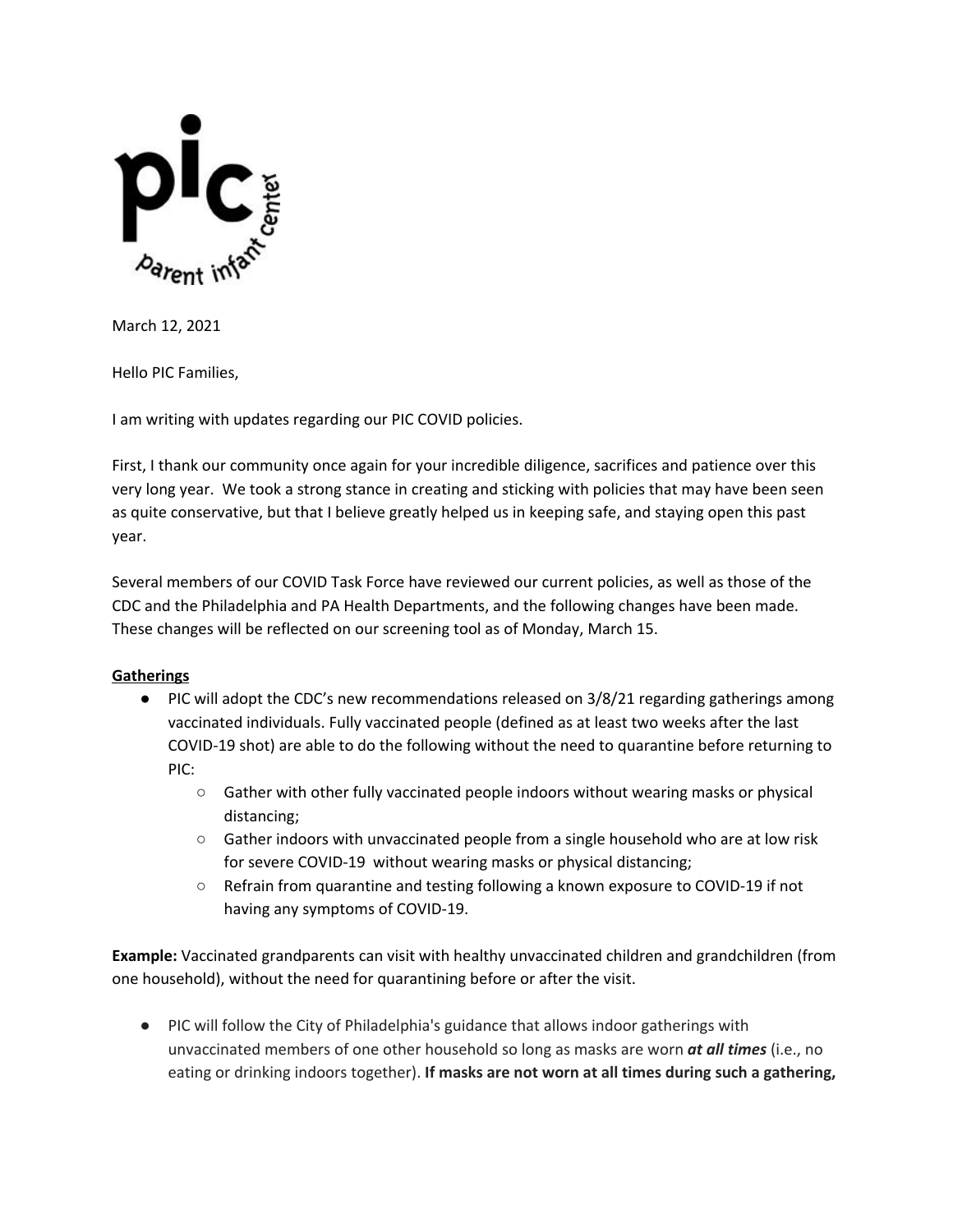pic parent infant center

March 12, 2021

Hello PIC Families,

I am writing with updates regarding our PIC COVID policies.

First, I thank our community once again for your incredible diligence, sacrifices and patience over this very long year. We took a strong stance in creating and sticking with policies that may have been seen as quite conservative, but that I believe greatly helped us in keeping safe, and staying open this past year.

Several members of our COVID Task Force have reviewed our current policies, as well as those of the CDC and the Philadelphia and PA Health Departments, and the following changes have been made. These changes will be reflected on our screening tool as of Monday, March 15.

**Gatherings**

- PIC will adopt the CDC's new recommendations released on 3/8/21 regarding gatherings among vaccinated individuals. Fully vaccinated people (defined as at least two weeks after the last COVID-19 shot) are able to do the following without the need to quarantine before returning to PIC:
  - Gather with other fully vaccinated people indoors without wearing masks or physical distancing;
  - Gather indoors with unvaccinated people from a single household who are at low risk for severe COVID-19 without wearing masks or physical distancing;
  - Refrain from quarantine and testing following a known exposure to COVID-19 if not having any symptoms of COVID-19.

**Example:** Vaccinated grandparents can visit with healthy unvaccinated children and grandchildren (from one household), without the need for quarantining before or after the visit.

- PIC will follow the City of Philadelphia's guidance that allows indoor gatherings with unvaccinated members of one other household so long as masks are worn ***at all times*** (i.e., no eating or drinking indoors together). **If masks are not worn at all times during such a gathering,**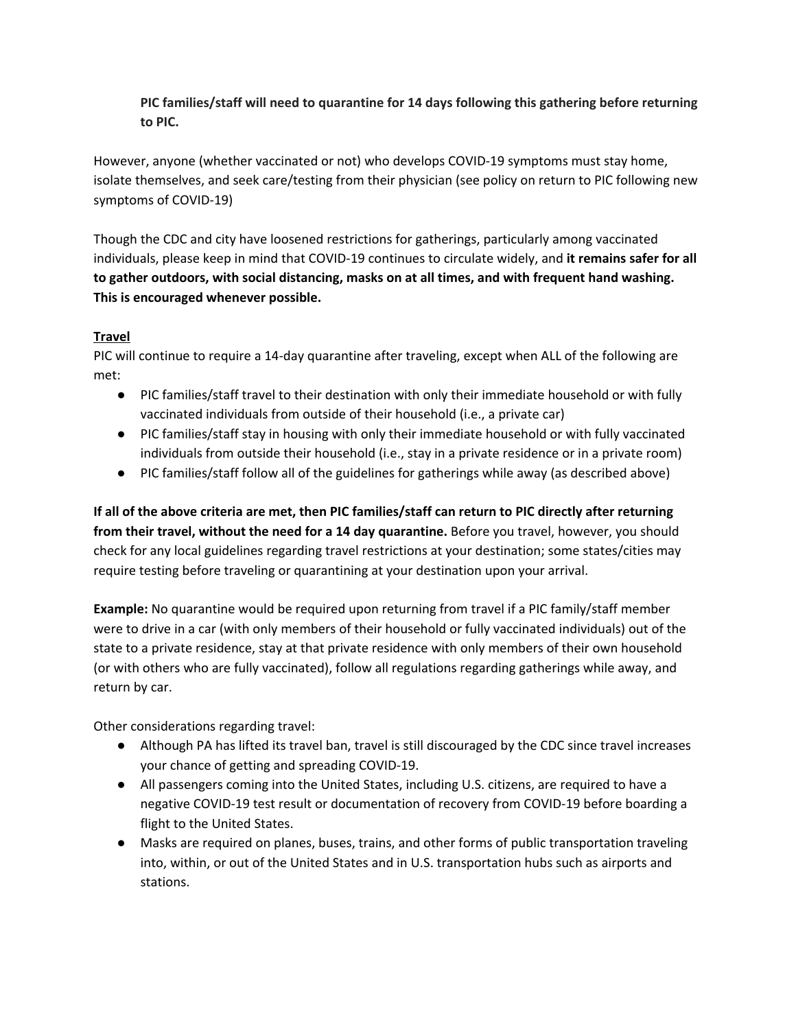**PIC families/staff will need to quarantine for 14 days following this gathering before returning to PIC.**

However, anyone (whether vaccinated or not) who develops COVID-19 symptoms must stay home, isolate themselves, and seek care/testing from their physician (see policy on return to PIC following new symptoms of COVID-19)

Though the CDC and city have loosened restrictions for gatherings, particularly among vaccinated individuals, please keep in mind that COVID-19 continues to circulate widely, and **it remains safer for all to gather outdoors, with social distancing, masks on at all times, and with frequent hand washing. This is encouraged whenever possible.**

**Travel**

PIC will continue to require a 14-day quarantine after traveling, except when ALL of the following are met:

- PIC families/staff travel to their destination with only their immediate household or with fully vaccinated individuals from outside of their household (i.e., a private car)
- PIC families/staff stay in housing with only their immediate household or with fully vaccinated individuals from outside their household (i.e., stay in a private residence or in a private room)
- PIC families/staff follow all of the guidelines for gatherings while away (as described above)

**If all of the above criteria are met, then PIC families/staff can return to PIC directly after returning from their travel, without the need for a 14 day quarantine.** Before you travel, however, you should check for any local guidelines regarding travel restrictions at your destination; some states/cities may require testing before traveling or quarantining at your destination upon your arrival.

**Example:** No quarantine would be required upon returning from travel if a PIC family/staff member were to drive in a car (with only members of their household or fully vaccinated individuals) out of the state to a private residence, stay at that private residence with only members of their own household (or with others who are fully vaccinated), follow all regulations regarding gatherings while away, and return by car.

Other considerations regarding travel:

- Although PA has lifted its travel ban, travel is still discouraged by the CDC since travel increases your chance of getting and spreading COVID-19.
- All passengers coming into the United States, including U.S. citizens, are required to have a negative COVID-19 test result or documentation of recovery from COVID-19 before boarding a flight to the United States.
- Masks are required on planes, buses, trains, and other forms of public transportation traveling into, within, or out of the United States and in U.S. transportation hubs such as airports and stations.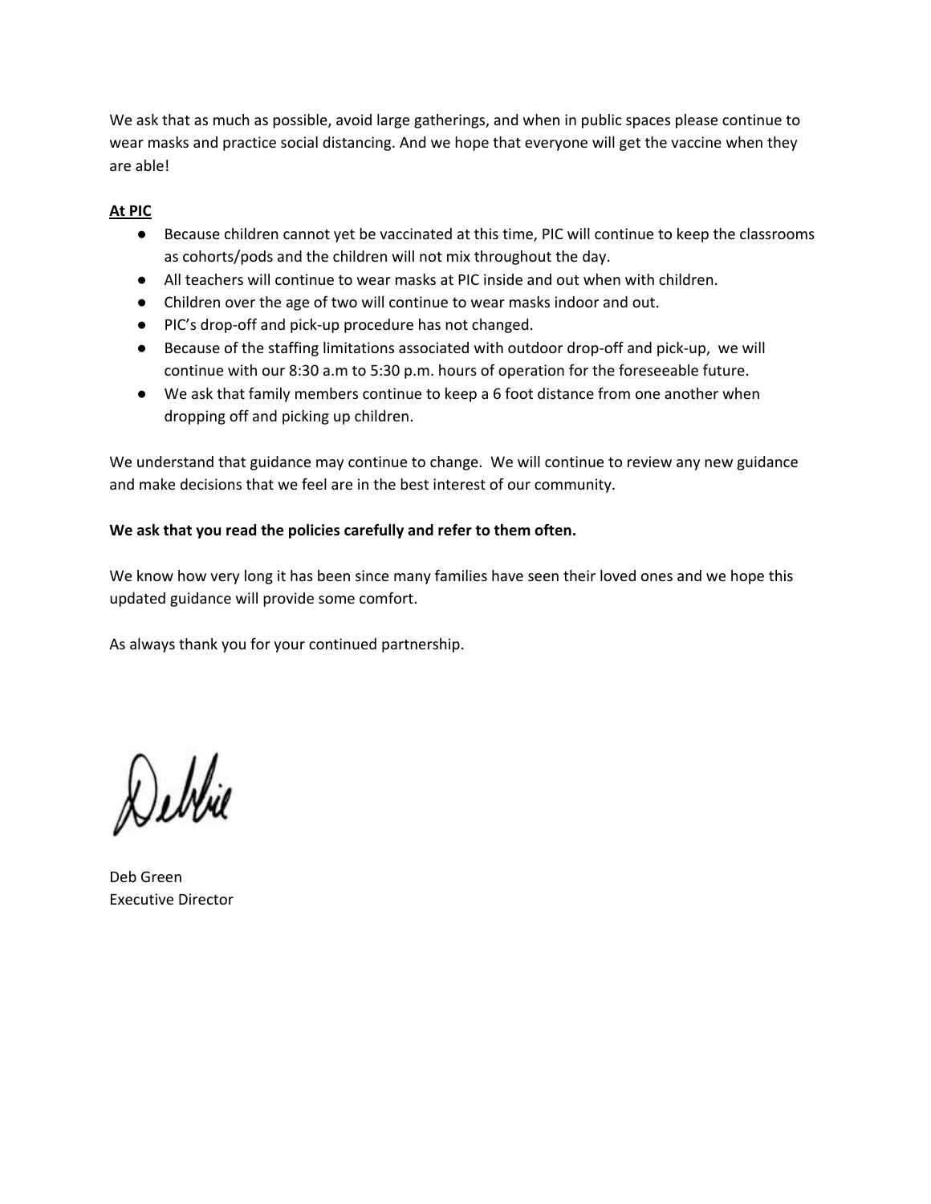We ask that as much as possible, avoid large gatherings, and when in public spaces please continue to wear masks and practice social distancing. And we hope that everyone will get the vaccine when they are able!

**At PIC**

- Because children cannot yet be vaccinated at this time, PIC will continue to keep the classrooms as cohorts/pods and the children will not mix throughout the day.
- All teachers will continue to wear masks at PIC inside and out when with children.
- Children over the age of two will continue to wear masks indoor and out.
- PIC's drop-off and pick-up procedure has not changed.
- Because of the staffing limitations associated with outdoor drop-off and pick-up, we will continue with our 8:30 a.m to 5:30 p.m. hours of operation for the foreseeable future.
- We ask that family members continue to keep a 6 foot distance from one another when dropping off and picking up children.

We understand that guidance may continue to change. We will continue to review any new guidance and make decisions that we feel are in the best interest of our community.

**We ask that you read the policies carefully and refer to them often.**

We know how very long it has been since many families have seen their loved ones and we hope this updated guidance will provide some comfort.

As always thank you for your continued partnership.

Debbie

Deb Green
Executive Director